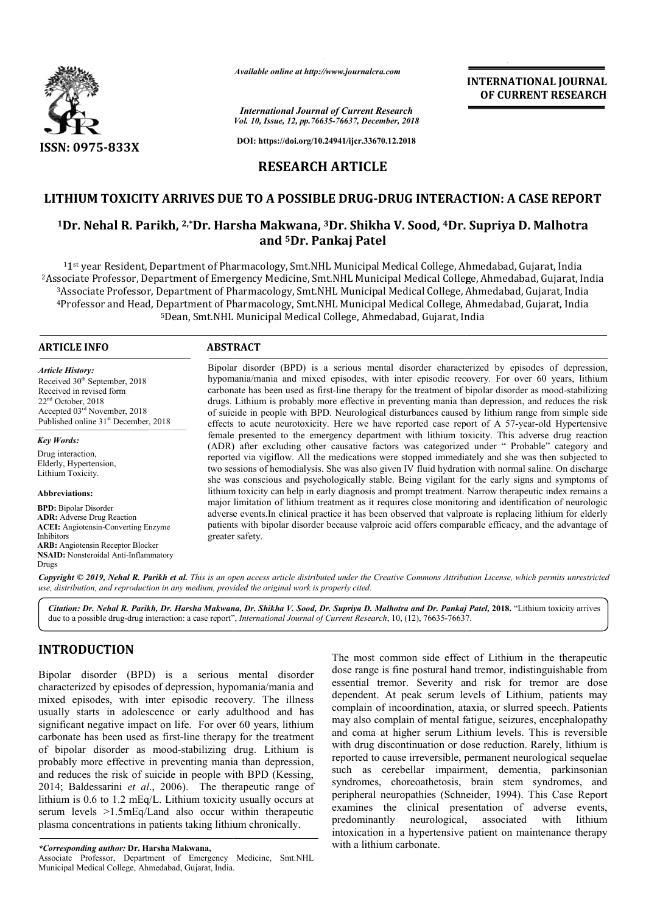*Available online at http://www.journalcra.com*

*International Journal of Current Research*
*Vol. 10, Issue, 12, pp.76635-76637, December, 2018*

**DOI: https://doi.org/10.24941/ijcr.33670.12.2018**

ISSN: 0975-833X

**INTERNATIONAL JOURNAL OF CURRENT RESEARCH**

## RESEARCH ARTICLE

# LITHIUM TOXICITY ARRIVES DUE TO A POSSIBLE DRUG-DRUG INTERACTION: A CASE REPORT

**[1]Dr. Nehal R. Parikh, [2,*]Dr. Harsha Makwana, [3]Dr. Shikha V. Sood, [4]Dr. Supriya D. Malhotra and [5]Dr. Pankaj Patel**

[1]1[st] year Resident, Department of Pharmacology, Smt.NHL Municipal Medical College, Ahmedabad, Gujarat, India
[2]Associate Professor, Department of Emergency Medicine, Smt.NHL Municipal Medical College, Ahmedabad, Gujarat, India
[3]Associate Professor, Department of Pharmacology, Smt.NHL Municipal Medical College, Ahmedabad, Gujarat, India
[4]Professor and Head, Department of Pharmacology, Smt.NHL Municipal Medical College, Ahmedabad, Gujarat, India
[5]Dean, Smt.NHL Municipal Medical College, Ahmedabad, Gujarat, India

### ARTICLE INFO

*Article History:*
Received 30[th] September, 2018
Received in revised form
22[nd] October, 2018
Accepted 03[rd] November, 2018
Published online 31[st] December, 2018

*Key Words:*
Drug interaction,
Elderly, Hypertension,
Lithium Toxicity.

**Abbreviations:**
**BPD:** Bipolar Disorder
**ADR:** Adverse Drug Reaction
**ACEI:** Angiotensin-Converting Enzyme Inhibitors
**ARB:** Angiotensin Receptor Blocker
**NSAID:** Nonsteroidal Anti-Inflammatory Drugs

### ABSTRACT

Bipolar disorder (BPD) is a serious mental disorder characterized by episodes of depression, hypomania/mania and mixed episodes, with inter episodic recovery. For over 60 years, lithium carbonate has been used as first-line therapy for the treatment of bipolar disorder as mood-stabilizing drugs. Lithium is probably more effective in preventing mania than depression, and reduces the risk of suicide in people with BPD. Neurological disturbances caused by lithium range from simple side effects to acute neurotoxicity. Here we have reported case report of A 57-year-old Hypertensive female presented to the emergency department with lithium toxicity. This adverse drug reaction (ADR) after excluding other causative factors was categorized under " Probable" category and reported via vigiflow. All the medications were stopped immediately and she was then subjected to two sessions of hemodialysis. She was also given IV fluid hydration with normal saline. On discharge she was conscious and psychologically stable. Being vigilant for the early signs and symptoms of lithium toxicity can help in early diagnosis and prompt treatment. Narrow therapeutic index remains a major limitation of lithium treatment as it requires close monitoring and identification of neurologic adverse events.In clinical practice it has been observed that valproate is replacing lithium for elderly patients with bipolar disorder because valproic acid offers comparable efficacy, and the advantage of greater safety.

*Copyright © 2019, Nehal R. Parikh et al. This is an open access article distributed under the Creative Commons Attribution License, which permits unrestricted use, distribution, and reproduction in any medium, provided the original work is properly cited.*

***Citation:** Dr. Nehal R. Parikh, Dr. Harsha Makwana, Dr. Shikha V. Sood, Dr. Supriya D. Malhotra and Dr. Pankaj Patel,* **2018.** "Lithium toxicity arrives due to a possible drug-drug interaction: a case report", *International Journal of Current Research*, 10, (12), 76635-76637.

## INTRODUCTION

Bipolar disorder (BPD) is a serious mental disorder characterized by episodes of depression, hypomania/mania and mixed episodes, with inter episodic recovery. The illness usually starts in adolescence or early adulthood and has significant negative impact on life. For over 60 years, lithium carbonate has been used as first-line therapy for the treatment of bipolar disorder as mood-stabilizing drug. Lithium is probably more effective in preventing mania than depression, and reduces the risk of suicide in people with BPD (Kessing, 2014; Baldessarini *et al*., 2006). The therapeutic range of lithium is 0.6 to 1.2 mEq/L. Lithium toxicity usually occurs at serum levels >1.5mEq/Land also occur within therapeutic plasma concentrations in patients taking lithium chronically.

The most common side effect of Lithium in the therapeutic dose range is fine postural hand tremor, indistinguishable from essential tremor. Severity and risk for tremor are dose dependent. At peak serum levels of Lithium, patients may complain of incoordination, ataxia, or slurred speech. Patients may also complain of mental fatigue, seizures, encephalopathy and coma at higher serum Lithium levels. This is reversible with drug discontinuation or dose reduction. Rarely, lithium is reported to cause irreversible, permanent neurological sequelae such as cerebellar impairment, dementia, parkinsonian syndromes, choreoathetosis, brain stem syndromes, and peripheral neuropathies (Schneider, 1994). This Case Report examines the clinical presentation of adverse events, predominantly neurological, associated with lithium intoxication in a hypertensive patient on maintenance therapy with a lithium carbonate.

**\*Corresponding author: Dr. Harsha Makwana,**
Associate Professor, Department of Emergency Medicine, Smt.NHL Municipal Medical College, Ahmedabad, Gujarat, India.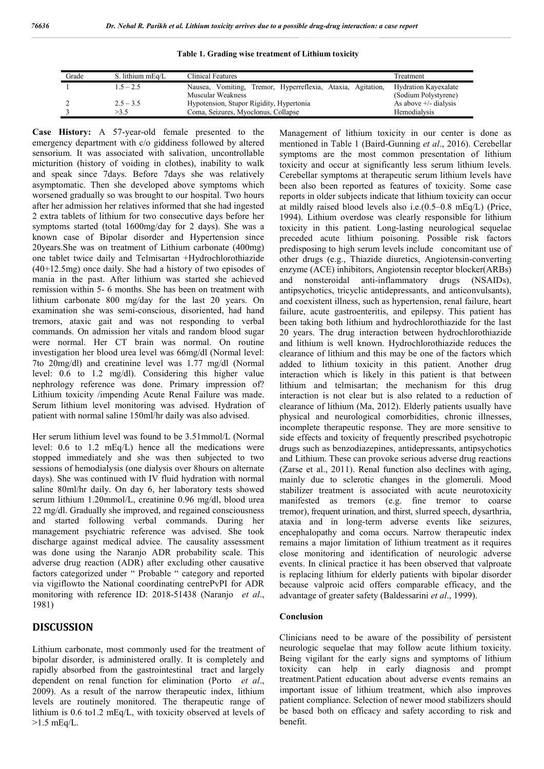**Table 1. Grading wise treatment of Lithium toxicity**

| Grade | S. lithium mEq/L | Clinical Features | Treatment |
|---|---|---|---|
| 1 | 1.5 – 2.5 | Nausea, Vomiting, Tremor, Hyperreflexia, Ataxia, Agitation, Muscular Weakness | Hydration Kayexalate (Sodium Polystyrene) |
| 2 | 2.5 – 3.5 | Hypotension, Stupor Rigidity, Hypertonia | As above +/- dialysis |
| 3 | >3.5 | Coma, Seizures, Myoclonus, Collapse | Hemodialysis |

**Case History:** A 57-year-old female presented to the emergency department with c/o giddiness followed by altered sensorium. It was associated with salivation, uncontrollable micturition (history of voiding in clothes), inability to walk and speak since 7days. Before 7days she was relatively asymptomatic. Then she developed above symptoms which worsened gradually so was brought to our hospital. Two hours after her admission her relatives informed that she had ingested 2 extra tablets of lithium for two consecutive days before her symptoms started (total 1600mg/day for 2 days). She was a known case of Bipolar disorder and Hypertension since 20years.She was on treatment of Lithium carbonate (400mg) one tablet twice daily and Telmisartan +Hydrochlorothiazide (40+12.5mg) once daily. She had a history of two episodes of mania in the past. After lithium was started she achieved remission within 5- 6 months. She has been on treatment with lithium carbonate 800 mg/day for the last 20 years. On examination she was semi-conscious, disoriented, had hand tremors, ataxic gait and was not responding to verbal commands. On admission her vitals and random blood sugar were normal. Her CT brain was normal. On routine investigation her blood urea level was 66mg/dl (Normal level: 7to 20mg/dl) and creatinine level was 1.77 mg/dl (Normal level: 0.6 to 1.2 mg/dl). Considering this higher value nephrology reference was done. Primary impression of? Lithium toxicity /impending Acute Renal Failure was made. Serum lithium level monitoring was advised. Hydration of patient with normal saline 150ml/hr daily was also advised.

Her serum lithium level was found to be 3.51mmol/L (Normal level: 0.6 to 1.2 mEq/L) hence all the medications were stopped immediately and she was then subjected to two sessions of hemodialysis (one dialysis over 8hours on alternate days). She was continued with IV fluid hydration with normal saline 80ml/hr daily. On day 6, her laboratory tests showed serum lithium 1.20mmol/L, creatinine 0.96 mg/dl, blood urea 22 mg/dl. Gradually she improved, and regained consciousness and started following verbal commands. During her management psychiatric reference was advised. She took discharge against medical advice. The causality assessment was done using the Naranjo ADR probability scale. This adverse drug reaction (ADR) after excluding other causative factors categorized under " Probable " category and reported via vigiflowto the National coordinating centrePvPI for ADR monitoring with reference ID: 2018-51438 (Naranjo *et al*., 1981)

## DISCUSSION

Lithium carbonate, most commonly used for the treatment of bipolar disorder, is administered orally. It is completely and rapidly absorbed from the gastrointestinal tract and largely dependent on renal function for elimination (Porto *et al*., 2009). As a result of the narrow therapeutic index, lithium levels are routinely monitored. The therapeutic range of lithium is 0.6 to1.2 mEq/L, with toxicity observed at levels of >1.5 mEq/L.

Management of lithium toxicity in our center is done as mentioned in Table 1 (Baird-Gunning *et al*., 2016). Cerebellar symptoms are the most common presentation of lithium toxicity and occur at significantly less serum lithium levels. Cerebellar symptoms at therapeutic serum lithium levels have been also been reported as features of toxicity. Some case reports in older subjects indicate that lithium toxicity can occur at mildly raised blood levels also i.e.(0.5–0.8 mEq/L) (Price, 1994). Lithium overdose was clearly responsible for lithium toxicity in this patient. Long-lasting neurological sequelae preceded acute lithium poisoning. Possible risk factors predisposing to high serum levels include concomitant use of other drugs (e.g., Thiazide diuretics, Angiotensin-converting enzyme (ACE) inhibitors, Angiotensin receptor blocker(ARBs) and nonsteroidal anti-inflammatory drugs (NSAIDs), antipsychotics, tricyclic antidepressants, and anticonvulsants), and coexistent illness, such as hypertension, renal failure, heart failure, acute gastroenteritis, and epilepsy. This patient has been taking both lithium and hydrochlorothiazide for the last 20 years. The drug interaction between hydrochlorothiazide and lithium is well known. Hydrochlorothiazide reduces the clearance of lithium and this may be one of the factors which added to lithium toxicity in this patient. Another drug interaction which is likely in this patient is that between lithium and telmisartan; the mechanism for this drug interaction is not clear but is also related to a reduction of clearance of lithium (Ma, 2012). Elderly patients usually have physical and neurological comorbidities, chronic illnesses, incomplete therapeutic response. They are more sensitive to side effects and toxicity of frequently prescribed psychotropic drugs such as benzodiazepines, antidepressants, antipsychotics and Lithium. These can provoke serious adverse drug reactions (Zarse et al., 2011). Renal function also declines with aging, mainly due to sclerotic changes in the glomeruli. Mood stabilizer treatment is associated with acute neurotoxicity manifested as tremors (e.g. fine tremor to coarse tremor), frequent urination, and thirst, slurred speech, dysarthria, ataxia and in long-term adverse events like seizures, encephalopathy and coma occurs. Narrow therapeutic index remains a major limitation of lithium treatment as it requires close monitoring and identification of neurologic adverse events. In clinical practice it has been observed that valproate is replacing lithium for elderly patients with bipolar disorder because valproic acid offers comparable efficacy, and the advantage of greater safety (Baldessarini *et al*., 1999).

### Conclusion

Clinicians need to be aware of the possibility of persistent neurologic sequelae that may follow acute lithium toxicity. Being vigilant for the early signs and symptoms of lithium toxicity can help in early diagnosis and prompt treatment.Patient education about adverse events remains an important issue of lithium treatment, which also improves patient compliance. Selection of newer mood stabilizers should be based both on efficacy and safety according to risk and benefit.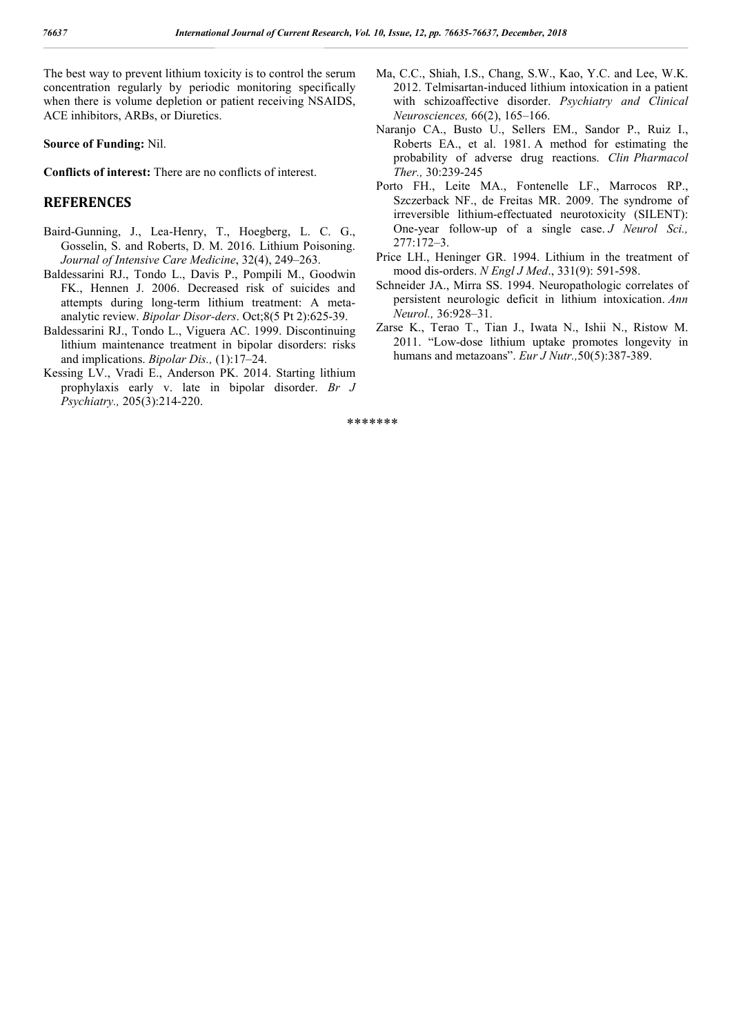The best way to prevent lithium toxicity is to control the serum concentration regularly by periodic monitoring specifically when there is volume depletion or patient receiving NSAIDS, ACE inhibitors, ARBs, or Diuretics.

**Source of Funding:** Nil.

**Conflicts of interest:** There are no conflicts of interest.

## REFERENCES

- Baird-Gunning, J., Lea-Henry, T., Hoegberg, L. C. G., Gosselin, S. and Roberts, D. M. 2016. Lithium Poisoning. *Journal of Intensive Care Medicine*, 32(4), 249–263.
- Baldessarini RJ., Tondo L., Davis P., Pompili M., Goodwin FK., Hennen J. 2006. Decreased risk of suicides and attempts during long-term lithium treatment: A meta-analytic review. *Bipolar Disor-ders*. Oct;8(5 Pt 2):625-39.
- Baldessarini RJ., Tondo L., Viguera AC. 1999. Discontinuing lithium maintenance treatment in bipolar disorders: risks and implications. *Bipolar Dis.,* (1):17–24.
- Kessing LV., Vradi E., Anderson PK. 2014. Starting lithium prophylaxis early v. late in bipolar disorder. *Br J Psychiatry.,* 205(3):214-220.
- Ma, C.C., Shiah, I.S., Chang, S.W., Kao, Y.C. and Lee, W.K. 2012. Telmisartan-induced lithium intoxication in a patient with schizoaffective disorder. *Psychiatry and Clinical Neurosciences,* 66(2), 165–166.
- Naranjo CA., Busto U., Sellers EM., Sandor P., Ruiz I., Roberts EA., et al. 1981. A method for estimating the probability of adverse drug reactions. *Clin Pharmacol Ther.,* 30:239-245
- Porto FH., Leite MA., Fontenelle LF., Marrocos RP., Szczerback NF., de Freitas MR. 2009. The syndrome of irreversible lithium-effectuated neurotoxicity (SILENT): One-year follow-up of a single case. *J Neurol Sci.,* 277:172–3.
- Price LH., Heninger GR. 1994. Lithium in the treatment of mood dis-orders. *N Engl J Med*., 331(9): 591-598.
- Schneider JA., Mirra SS. 1994. Neuropathologic correlates of persistent neurologic deficit in lithium intoxication. *Ann Neurol.,* 36:928–31.
- Zarse K., Terao T., Tian J., Iwata N., Ishii N., Ristow M. 2011. "Low-dose lithium uptake promotes longevity in humans and metazoans". *Eur J Nutr.,*50(5):387-389.

\*\*\*\*\*\*\*